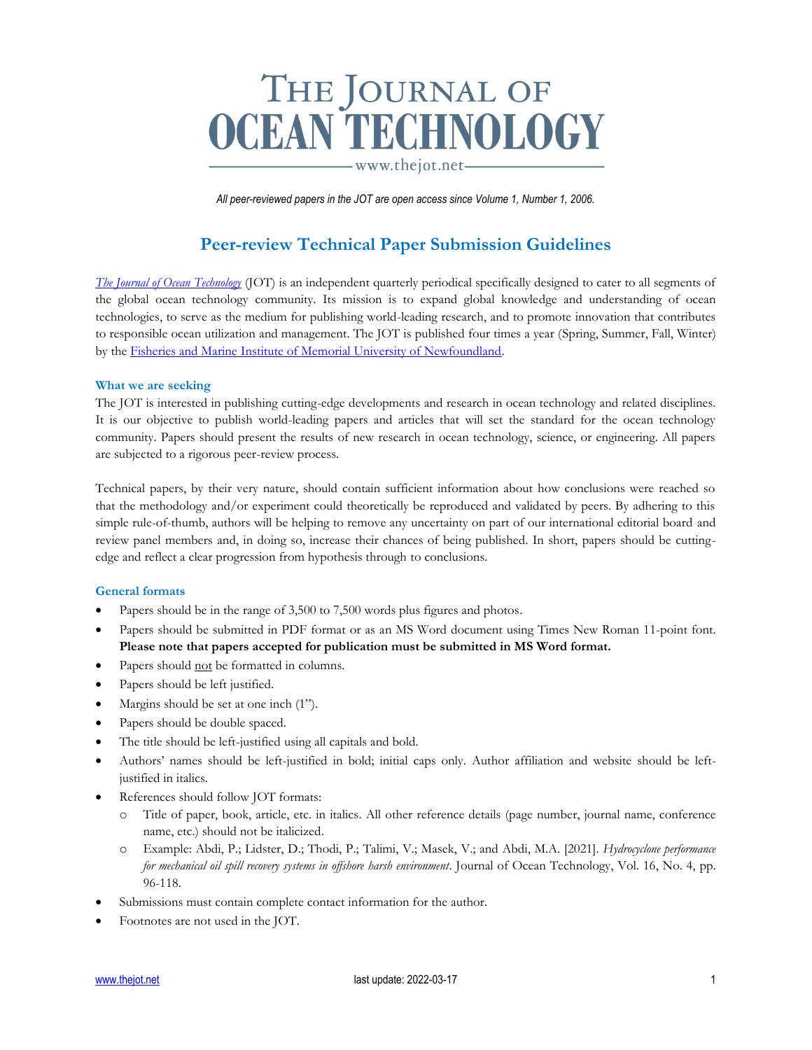# THE JOURNAL OF OCEAN TECHNOLOGY

www.thejot.net

*All peer-reviewed papers in the JOT are open access since Volume 1, Number 1, 2006.*

## Peer-review Technical Paper Submission Guidelines

*The Journal of Ocean Technology* (JOT) is an independent quarterly periodical specifically designed to cater to all segments of the global ocean technology community. Its mission is to expand global knowledge and understanding of ocean technologies, to serve as the medium for publishing world-leading research, and to promote innovation that contributes to responsible ocean utilization and management. The JOT is published four times a year (Spring, Summer, Fall, Winter) by the Fisheries and Marine Institute of Memorial University of Newfoundland.

### What we are seeking

The JOT is interested in publishing cutting-edge developments and research in ocean technology and related disciplines. It is our objective to publish world-leading papers and articles that will set the standard for the ocean technology community. Papers should present the results of new research in ocean technology, science, or engineering. All papers are subjected to a rigorous peer-review process.

Technical papers, by their very nature, should contain sufficient information about how conclusions were reached so that the methodology and/or experiment could theoretically be reproduced and validated by peers. By adhering to this simple rule-of-thumb, authors will be helping to remove any uncertainty on part of our international editorial board and review panel members and, in doing so, increase their chances of being published. In short, papers should be cutting-edge and reflect a clear progression from hypothesis through to conclusions.

### General formats

- Papers should be in the range of 3,500 to 7,500 words plus figures and photos.
- Papers should be submitted in PDF format or as an MS Word document using Times New Roman 11-point font. **Please note that papers accepted for publication must be submitted in MS Word format.**
- Papers should not be formatted in columns.
- Papers should be left justified.
- Margins should be set at one inch (1").
- Papers should be double spaced.
- The title should be left-justified using all capitals and bold.
- Authors' names should be left-justified in bold; initial caps only. Author affiliation and website should be left-justified in italics.
- References should follow JOT formats:
  - Title of paper, book, article, etc. in italics. All other reference details (page number, journal name, conference name, etc.) should not be italicized.
  - Example: Abdi, P.; Lidster, D.; Thodi, P.; Talimi, V.; Masek, V.; and Abdi, M.A. [2021]. *Hydrocyclone performance for mechanical oil spill recovery systems in offshore harsh environment*. Journal of Ocean Technology, Vol. 16, No. 4, pp. 96-118.
- Submissions must contain complete contact information for the author.
- Footnotes are not used in the JOT.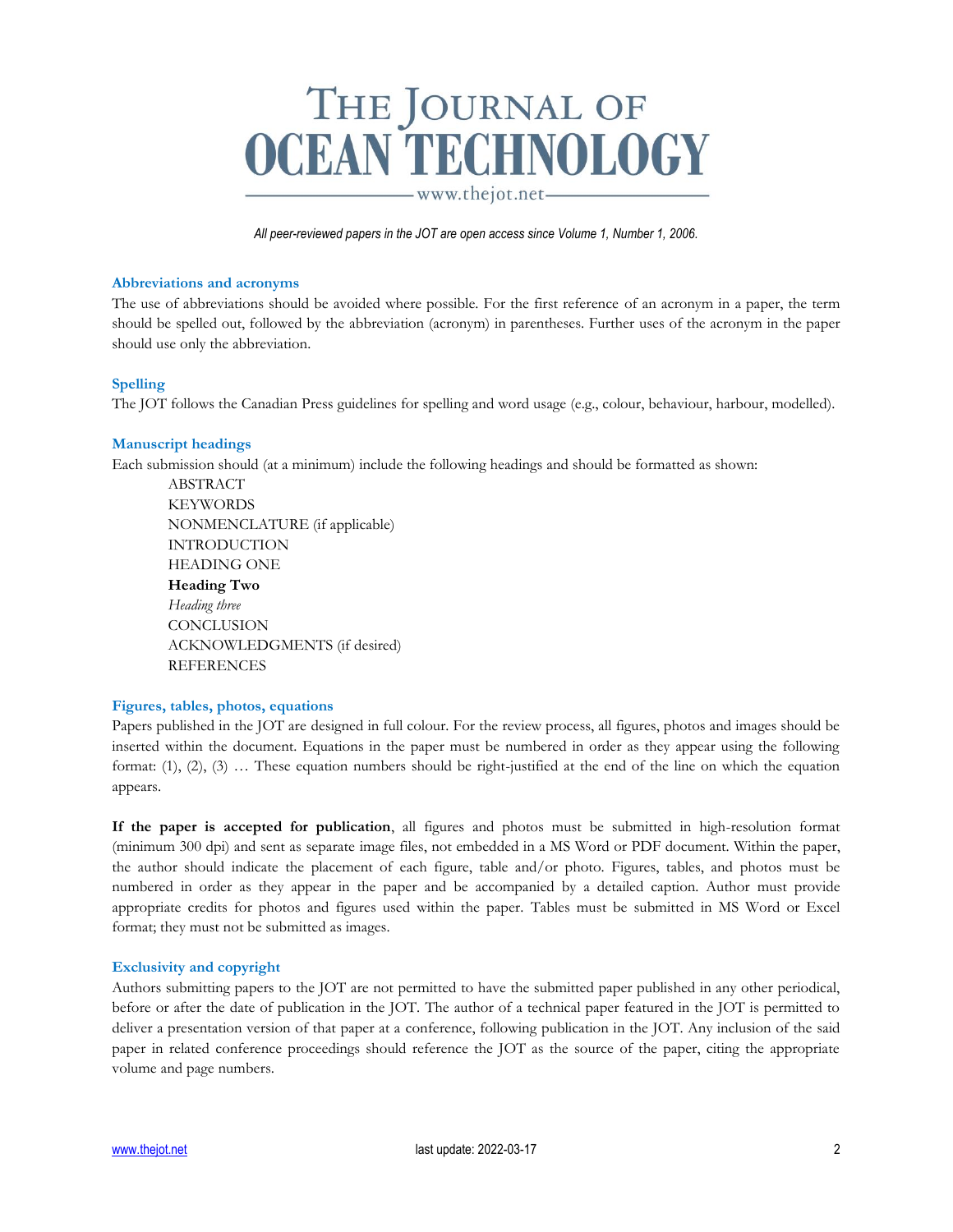*All peer-reviewed papers in the JOT are open access since Volume 1, Number 1, 2006.*

### Abbreviations and acronyms

The use of abbreviations should be avoided where possible. For the first reference of an acronym in a paper, the term should be spelled out, followed by the abbreviation (acronym) in parentheses. Further uses of the acronym in the paper should use only the abbreviation.

### Spelling

The JOT follows the Canadian Press guidelines for spelling and word usage (e.g., colour, behaviour, harbour, modelled).

### Manuscript headings

Each submission should (at a minimum) include the following headings and should be formatted as shown:

ABSTRACT
KEYWORDS
NONMENCLATURE (if applicable)
INTRODUCTION
HEADING ONE
**Heading Two**
*Heading three*
CONCLUSION
ACKNOWLEDGMENTS (if desired)
REFERENCES

### Figures, tables, photos, equations

Papers published in the JOT are designed in full colour. For the review process, all figures, photos and images should be inserted within the document. Equations in the paper must be numbered in order as they appear using the following format: (1), (2), (3) … These equation numbers should be right-justified at the end of the line on which the equation appears.

**If the paper is accepted for publication**, all figures and photos must be submitted in high-resolution format (minimum 300 dpi) and sent as separate image files, not embedded in a MS Word or PDF document. Within the paper, the author should indicate the placement of each figure, table and/or photo. Figures, tables, and photos must be numbered in order as they appear in the paper and be accompanied by a detailed caption. Author must provide appropriate credits for photos and figures used within the paper. Tables must be submitted in MS Word or Excel format; they must not be submitted as images.

### Exclusivity and copyright

Authors submitting papers to the JOT are not permitted to have the submitted paper published in any other periodical, before or after the date of publication in the JOT. The author of a technical paper featured in the JOT is permitted to deliver a presentation version of that paper at a conference, following publication in the JOT. Any inclusion of the said paper in related conference proceedings should reference the JOT as the source of the paper, citing the appropriate volume and page numbers.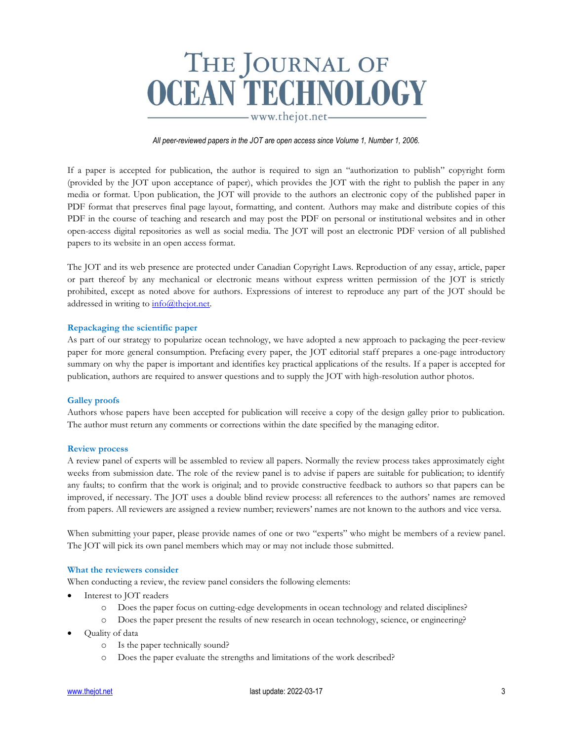*All peer-reviewed papers in the JOT are open access since Volume 1, Number 1, 2006.*

If a paper is accepted for publication, the author is required to sign an "authorization to publish" copyright form (provided by the JOT upon acceptance of paper), which provides the JOT with the right to publish the paper in any media or format. Upon publication, the JOT will provide to the authors an electronic copy of the published paper in PDF format that preserves final page layout, formatting, and content. Authors may make and distribute copies of this PDF in the course of teaching and research and may post the PDF on personal or institutional websites and in other open-access digital repositories as well as social media. The JOT will post an electronic PDF version of all published papers to its website in an open access format.

The JOT and its web presence are protected under Canadian Copyright Laws. Reproduction of any essay, article, paper or part thereof by any mechanical or electronic means without express written permission of the JOT is strictly prohibited, except as noted above for authors. Expressions of interest to reproduce any part of the JOT should be addressed in writing to info@thejot.net.

### Repackaging the scientific paper

As part of our strategy to popularize ocean technology, we have adopted a new approach to packaging the peer-review paper for more general consumption. Prefacing every paper, the JOT editorial staff prepares a one-page introductory summary on why the paper is important and identifies key practical applications of the results. If a paper is accepted for publication, authors are required to answer questions and to supply the JOT with high-resolution author photos.

### Galley proofs

Authors whose papers have been accepted for publication will receive a copy of the design galley prior to publication. The author must return any comments or corrections within the date specified by the managing editor.

### Review process

A review panel of experts will be assembled to review all papers. Normally the review process takes approximately eight weeks from submission date. The role of the review panel is to advise if papers are suitable for publication; to identify any faults; to confirm that the work is original; and to provide constructive feedback to authors so that papers can be improved, if necessary. The JOT uses a double blind review process: all references to the authors' names are removed from papers. All reviewers are assigned a review number; reviewers' names are not known to the authors and vice versa.

When submitting your paper, please provide names of one or two "experts" who might be members of a review panel. The JOT will pick its own panel members which may or may not include those submitted.

### What the reviewers consider

When conducting a review, the review panel considers the following elements:

- Interest to JOT readers
  - Does the paper focus on cutting-edge developments in ocean technology and related disciplines?
  - Does the paper present the results of new research in ocean technology, science, or engineering?
- Quality of data
  - Is the paper technically sound?
  - Does the paper evaluate the strengths and limitations of the work described?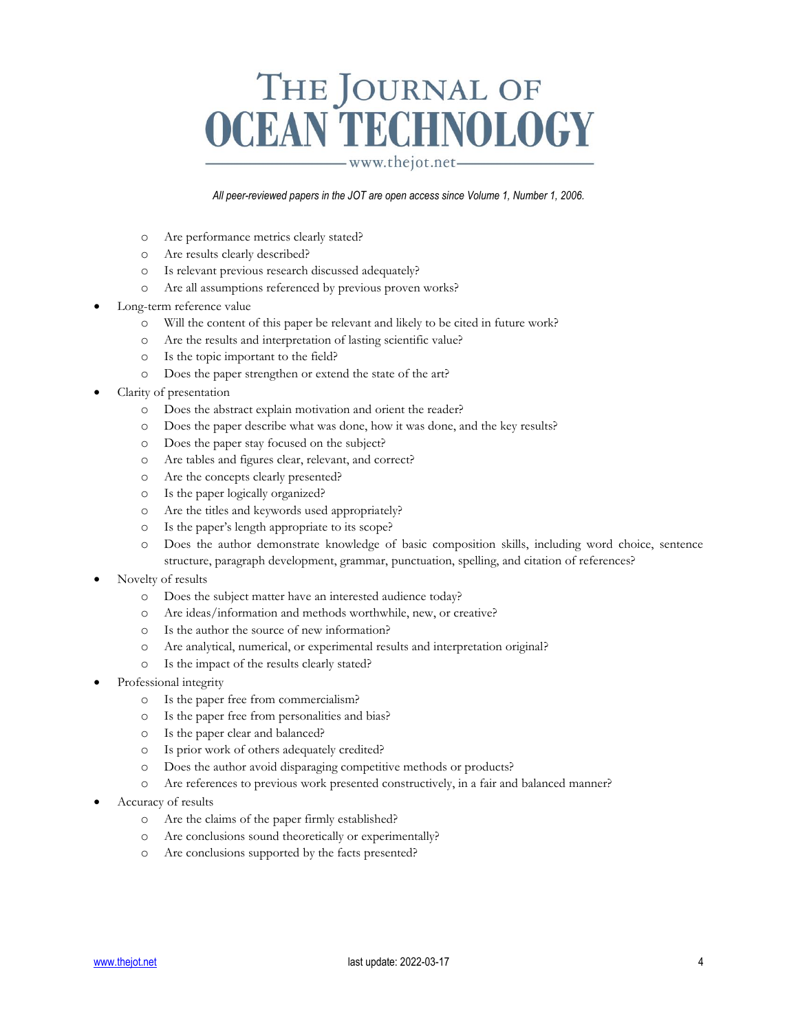- Are performance metrics clearly stated?
  - Are results clearly described?
  - Is relevant previous research discussed adequately?
  - Are all assumptions referenced by previous proven works?
- Long-term reference value
  - Will the content of this paper be relevant and likely to be cited in future work?
  - Are the results and interpretation of lasting scientific value?
  - Is the topic important to the field?
  - Does the paper strengthen or extend the state of the art?
- Clarity of presentation
  - Does the abstract explain motivation and orient the reader?
  - Does the paper describe what was done, how it was done, and the key results?
  - Does the paper stay focused on the subject?
  - Are tables and figures clear, relevant, and correct?
  - Are the concepts clearly presented?
  - Is the paper logically organized?
  - Are the titles and keywords used appropriately?
  - Is the paper's length appropriate to its scope?
  - Does the author demonstrate knowledge of basic composition skills, including word choice, sentence structure, paragraph development, grammar, punctuation, spelling, and citation of references?
- Novelty of results
  - Does the subject matter have an interested audience today?
  - Are ideas/information and methods worthwhile, new, or creative?
  - Is the author the source of new information?
  - Are analytical, numerical, or experimental results and interpretation original?
  - Is the impact of the results clearly stated?
- Professional integrity
  - Is the paper free from commercialism?
  - Is the paper free from personalities and bias?
  - Is the paper clear and balanced?
  - Is prior work of others adequately credited?
  - Does the author avoid disparaging competitive methods or products?
  - Are references to previous work presented constructively, in a fair and balanced manner?
- Accuracy of results
  - Are the claims of the paper firmly established?
  - Are conclusions sound theoretically or experimentally?
  - Are conclusions supported by the facts presented?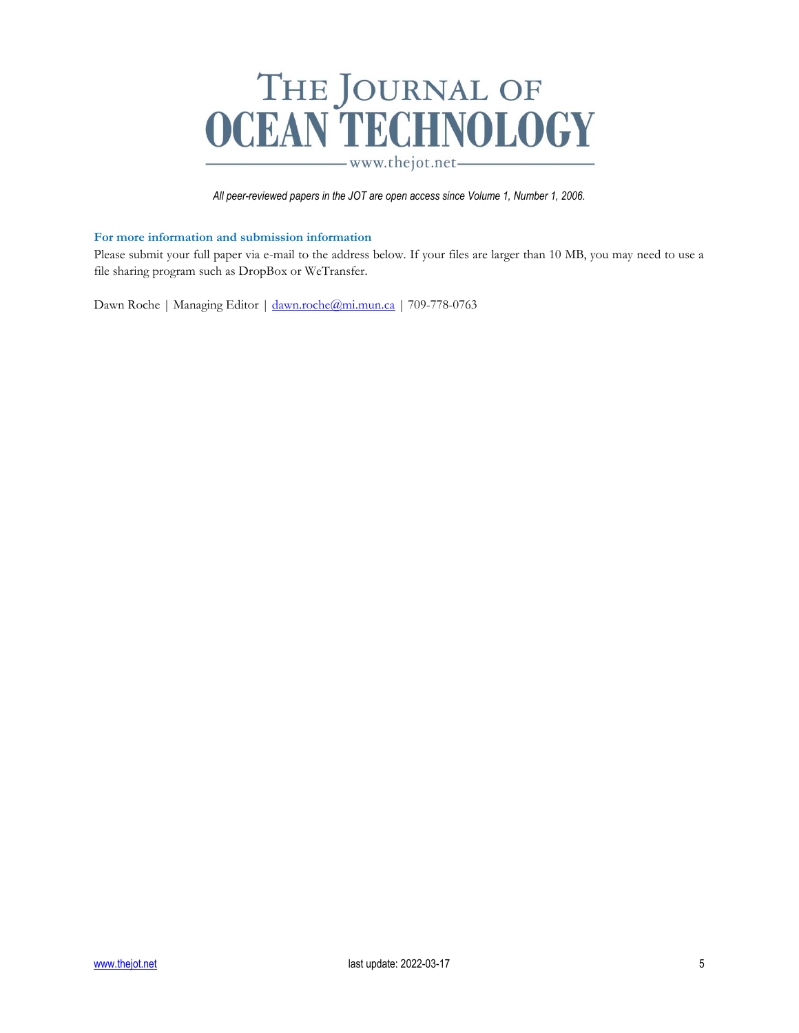# THE JOURNAL OF OCEAN TECHNOLOGY

www.thejot.net

*All peer-reviewed papers in the JOT are open access since Volume 1, Number 1, 2006.*

## For more information and submission information

Please submit your full paper via e-mail to the address below. If your files are larger than 10 MB, you may need to use a file sharing program such as DropBox or WeTransfer.

Dawn Roche | Managing Editor | dawn.roche@mi.mun.ca | 709-778-0763